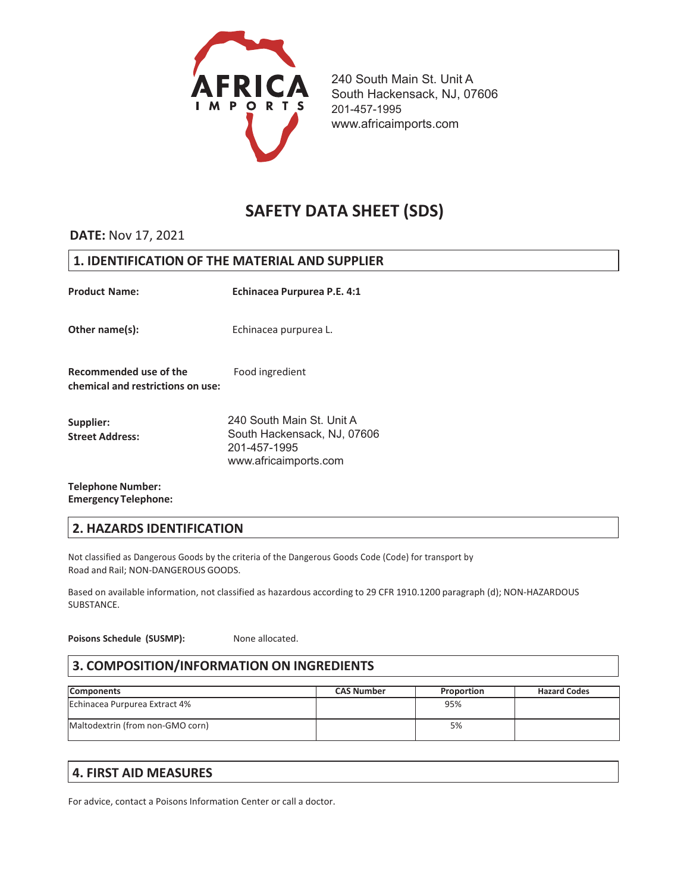AFRICA IMPORTS

240 South Main St. Unit A
South Hackensack, NJ, 07606
201-457-1995
www.africaimports.com

# SAFETY DATA SHEET (SDS)

**DATE:** Nov 17, 2021

## 1. IDENTIFICATION OF THE MATERIAL AND SUPPLIER

**Product Name:** **Echinacea Purpurea P.E. 4:1**

**Other name(s):** Echinacea purpurea L.

**Recommended use of the chemical and restrictions on use:** Food ingredient

**Supplier:**
**Street Address:**
240 South Main St. Unit A
South Hackensack, NJ, 07606
201-457-1995
www.africaimports.com

**Telephone Number:**
**Emergency Telephone:**

## 2. HAZARDS IDENTIFICATION

Not classified as Dangerous Goods by the criteria of the Dangerous Goods Code (Code) for transport by Road and Rail; NON-DANGEROUS GOODS.

Based on available information, not classified as hazardous according to 29 CFR 1910.1200 paragraph (d); NON-HAZARDOUS SUBSTANCE.

**Poisons Schedule (SUSMP):** None allocated.

## 3. COMPOSITION/INFORMATION ON INGREDIENTS

| Components | CAS Number | Proportion | Hazard Codes |
|---|---|---|---|
| Echinacea Purpurea Extract 4% | | 95% | |
| Maltodextrin (from non-GMO corn) | | 5% | |

## 4. FIRST AID MEASURES

For advice, contact a Poisons Information Center or call a doctor.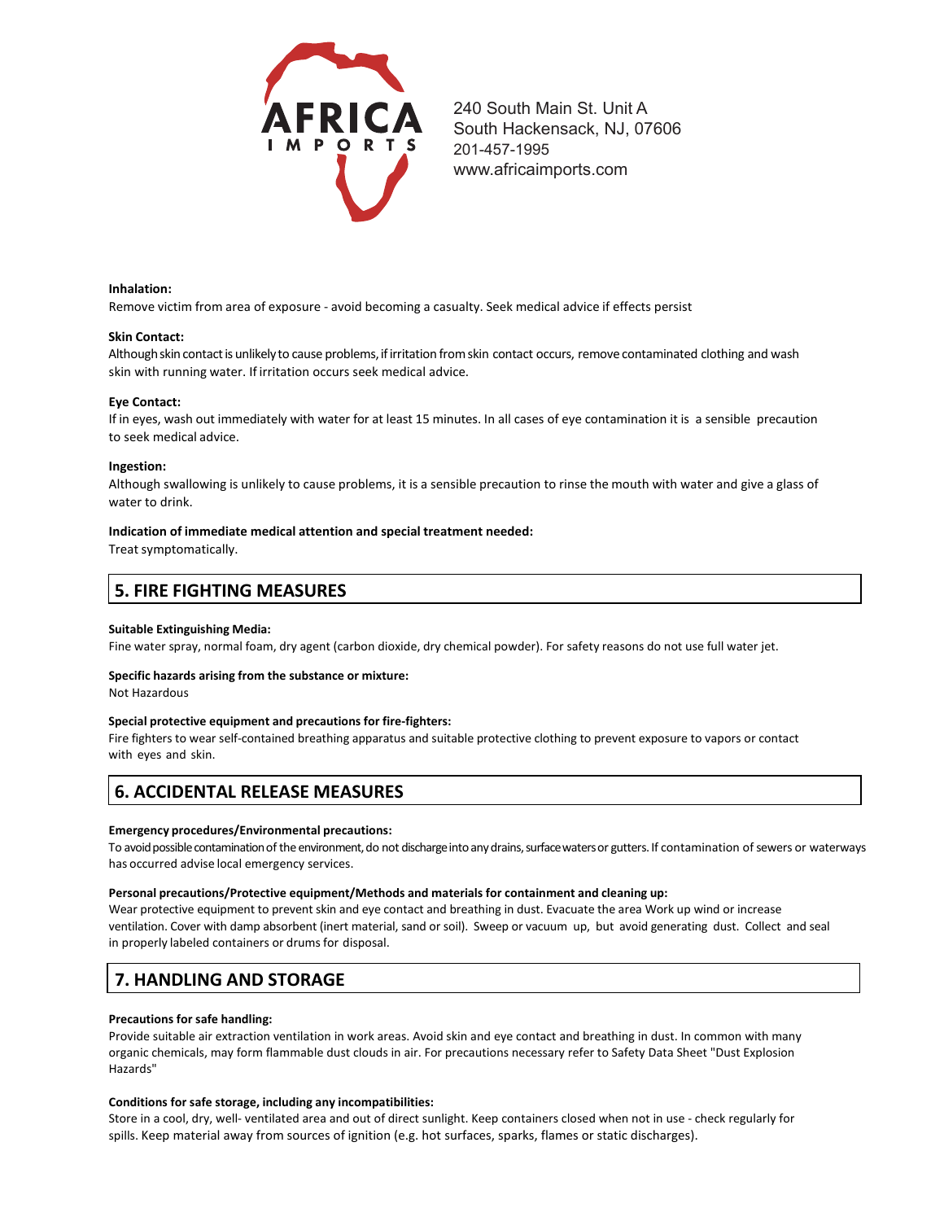**Inhalation:**
Remove victim from area of exposure - avoid becoming a casualty. Seek medical advice if effects persist

**Skin Contact:**
Although skin contact is unlikely to cause problems, if irritation from skin contact occurs, remove contaminated clothing and wash skin with running water. If irritation occurs seek medical advice.

**Eye Contact:**
If in eyes, wash out immediately with water for at least 15 minutes. In all cases of eye contamination it is a sensible precaution to seek medical advice.

**Ingestion:**
Although swallowing is unlikely to cause problems, it is a sensible precaution to rinse the mouth with water and give a glass of water to drink.

**Indication of immediate medical attention and special treatment needed:**
Treat symptomatically.

## 5. FIRE FIGHTING MEASURES

**Suitable Extinguishing Media:**
Fine water spray, normal foam, dry agent (carbon dioxide, dry chemical powder). For safety reasons do not use full water jet.

**Specific hazards arising from the substance or mixture:**
Not Hazardous

**Special protective equipment and precautions for fire-fighters:**
Fire fighters to wear self-contained breathing apparatus and suitable protective clothing to prevent exposure to vapors or contact with eyes and skin.

## 6. ACCIDENTAL RELEASE MEASURES

**Emergency procedures/Environmental precautions:**
To avoid possible contamination of the environment, do not discharge into any drains, surface waters or gutters. If contamination of sewers or waterways has occurred advise local emergency services.

**Personal precautions/Protective equipment/Methods and materials for containment and cleaning up:**
Wear protective equipment to prevent skin and eye contact and breathing in dust. Evacuate the area Work up wind or increase ventilation. Cover with damp absorbent (inert material, sand or soil). Sweep or vacuum up, but avoid generating dust. Collect and seal in properly labeled containers or drums for disposal.

## 7. HANDLING AND STORAGE

**Precautions for safe handling:**
Provide suitable air extraction ventilation in work areas. Avoid skin and eye contact and breathing in dust. In common with many organic chemicals, may form flammable dust clouds in air. For precautions necessary refer to Safety Data Sheet "Dust Explosion Hazards"

**Conditions for safe storage, including any incompatibilities:**
Store in a cool, dry, well- ventilated area and out of direct sunlight. Keep containers closed when not in use - check regularly for spills. Keep material away from sources of ignition (e.g. hot surfaces, sparks, flames or static discharges).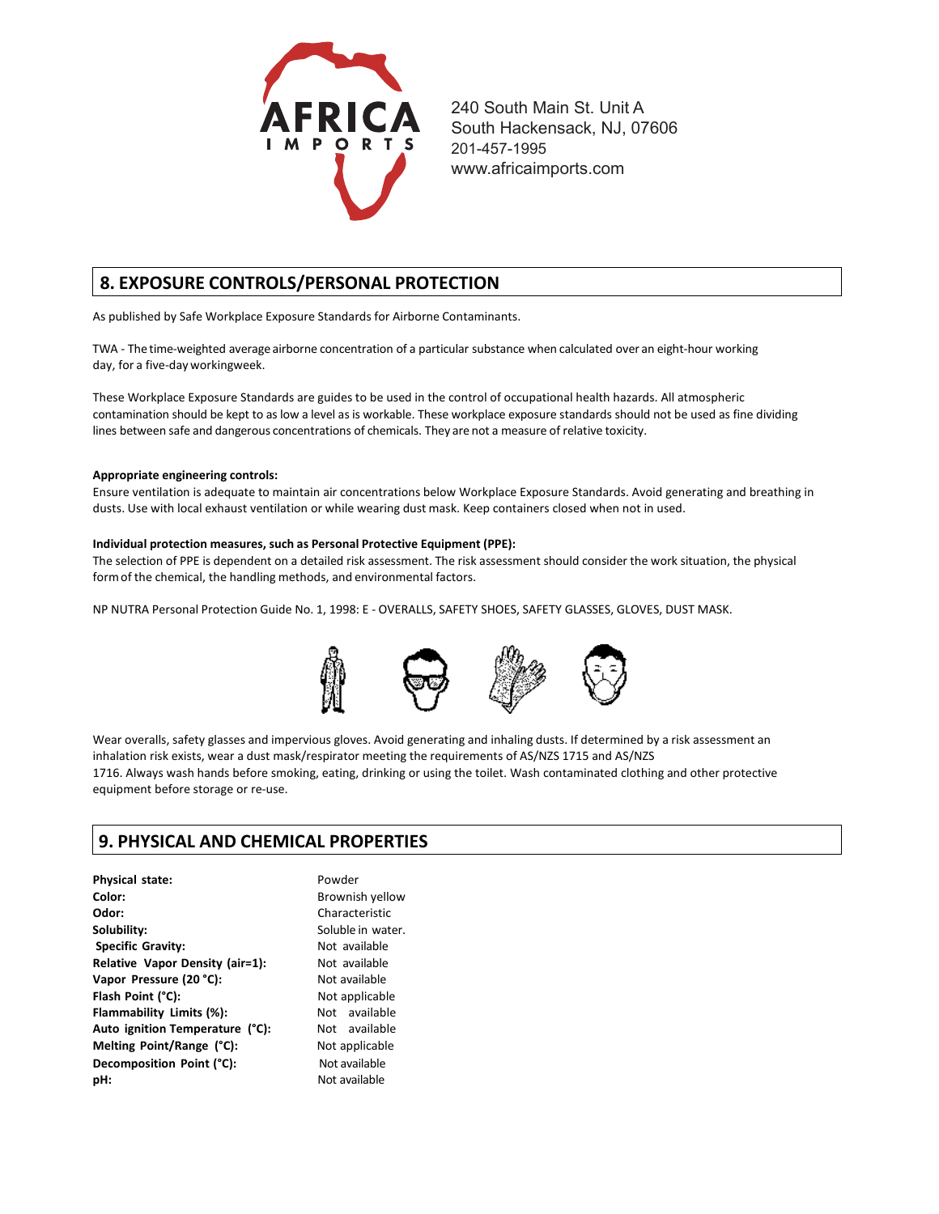240 South Main St. Unit A
South Hackensack, NJ, 07606
201-457-1995
www.africaimports.com

## 8. EXPOSURE CONTROLS/PERSONAL PROTECTION

As published by Safe Workplace Exposure Standards for Airborne Contaminants.

TWA - The time-weighted average airborne concentration of a particular substance when calculated over an eight-hour working day, for a five-day workingweek.

These Workplace Exposure Standards are guides to be used in the control of occupational health hazards. All atmospheric contamination should be kept to as low a level as is workable. These workplace exposure standards should not be used as fine dividing lines between safe and dangerous concentrations of chemicals. They are not a measure of relative toxicity.

**Appropriate engineering controls:**
Ensure ventilation is adequate to maintain air concentrations below Workplace Exposure Standards. Avoid generating and breathing in dusts. Use with local exhaust ventilation or while wearing dust mask. Keep containers closed when not in used.

**Individual protection measures, such as Personal Protective Equipment (PPE):**
The selection of PPE is dependent on a detailed risk assessment. The risk assessment should consider the work situation, the physical form of the chemical, the handling methods, and environmental factors.

NP NUTRA Personal Protection Guide No. 1, 1998: E - OVERALLS, SAFETY SHOES, SAFETY GLASSES, GLOVES, DUST MASK.

Wear overalls, safety glasses and impervious gloves. Avoid generating and inhaling dusts. If determined by a risk assessment an inhalation risk exists, wear a dust mask/respirator meeting the requirements of AS/NZS 1715 and AS/NZS 1716. Always wash hands before smoking, eating, drinking or using the toilet. Wash contaminated clothing and other protective equipment before storage or re-use.

## 9. PHYSICAL AND CHEMICAL PROPERTIES

| | |
|---|---|
| **Physical state:** | Powder |
| **Color:** | Brownish yellow |
| **Odor:** | Characteristic |
| **Solubility:** | Soluble in water. |
| **Specific Gravity:** | Not available |
| **Relative Vapor Density (air=1):** | Not available |
| **Vapor Pressure (20 °C):** | Not available |
| **Flash Point (°C):** | Not applicable |
| **Flammability Limits (%):** | Not available |
| **Auto ignition Temperature (°C):** | Not available |
| **Melting Point/Range (°C):** | Not applicable |
| **Decomposition Point (°C):** | Not available |
| **pH:** | Not available |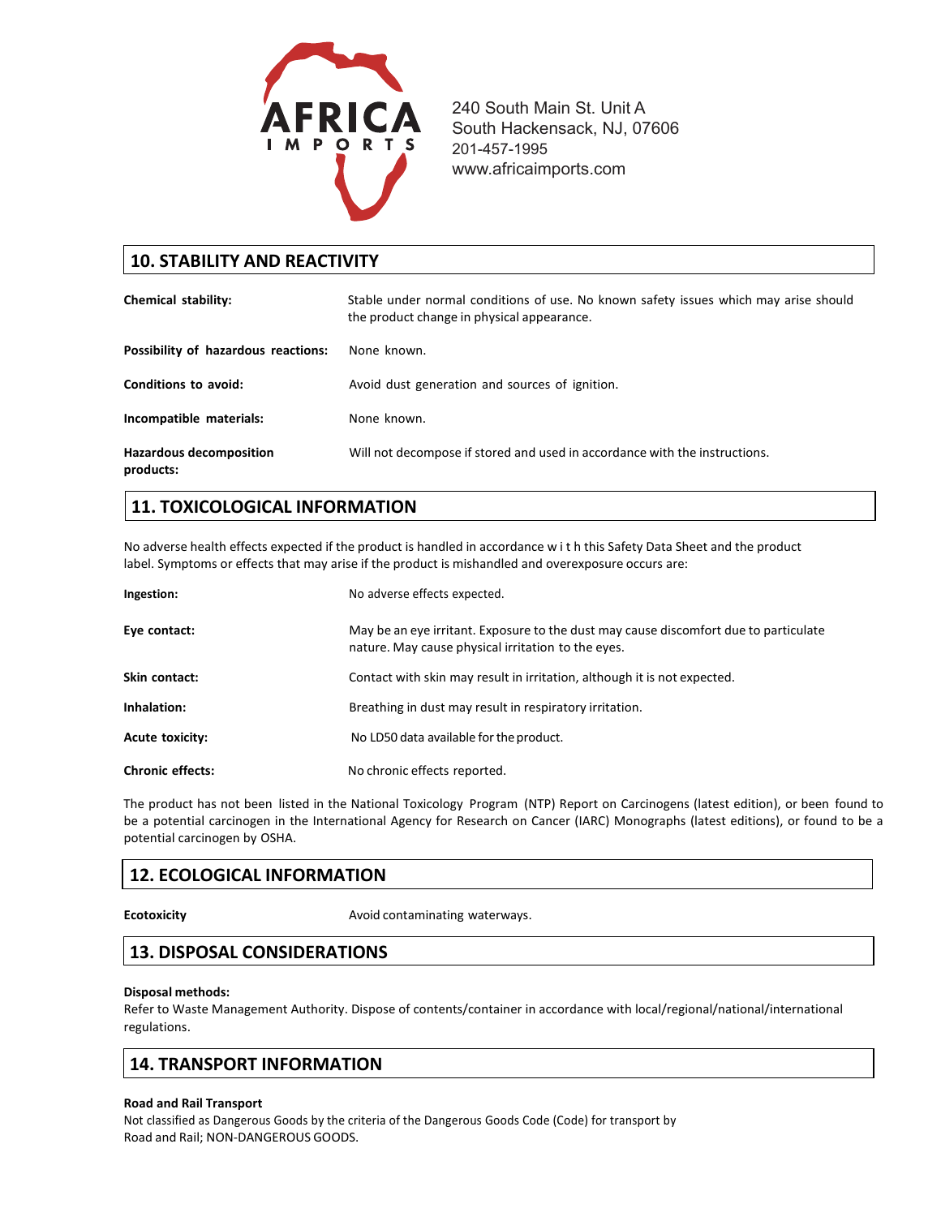240 South Main St. Unit A
South Hackensack, NJ, 07606
201-457-1995
www.africaimports.com

## 10. STABILITY AND REACTIVITY

| | |
|---|---|
| **Chemical stability:** | Stable under normal conditions of use. No known safety issues which may arise should the product change in physical appearance. |
| **Possibility of hazardous reactions:** | None known. |
| **Conditions to avoid:** | Avoid dust generation and sources of ignition. |
| **Incompatible materials:** | None known. |
| **Hazardous decomposition products:** | Will not decompose if stored and used in accordance with the instructions. |

## 11. TOXICOLOGICAL INFORMATION

No adverse health effects expected if the product is handled in accordance w i t h this Safety Data Sheet and the product label. Symptoms or effects that may arise if the product is mishandled and overexposure occurs are:

| | |
|---|---|
| **Ingestion:** | No adverse effects expected. |
| **Eye contact:** | May be an eye irritant. Exposure to the dust may cause discomfort due to particulate nature. May cause physical irritation to the eyes. |
| **Skin contact:** | Contact with skin may result in irritation, although it is not expected. |
| **Inhalation:** | Breathing in dust may result in respiratory irritation. |
| **Acute toxicity:** | No LD50 data available for the product. |
| **Chronic effects:** | No chronic effects reported. |

The product has not been listed in the National Toxicology Program (NTP) Report on Carcinogens (latest edition), or been found to be a potential carcinogen in the International Agency for Research on Cancer (IARC) Monographs (latest editions), or found to be a potential carcinogen by OSHA.

## 12. ECOLOGICAL INFORMATION

| | |
|---|---|
| **Ecotoxicity** | Avoid contaminating waterways. |

## 13. DISPOSAL CONSIDERATIONS

**Disposal methods:**
Refer to Waste Management Authority. Dispose of contents/container in accordance with local/regional/national/international regulations.

## 14. TRANSPORT INFORMATION

**Road and Rail Transport**
Not classified as Dangerous Goods by the criteria of the Dangerous Goods Code (Code) for transport by Road and Rail; NON-DANGEROUS GOODS.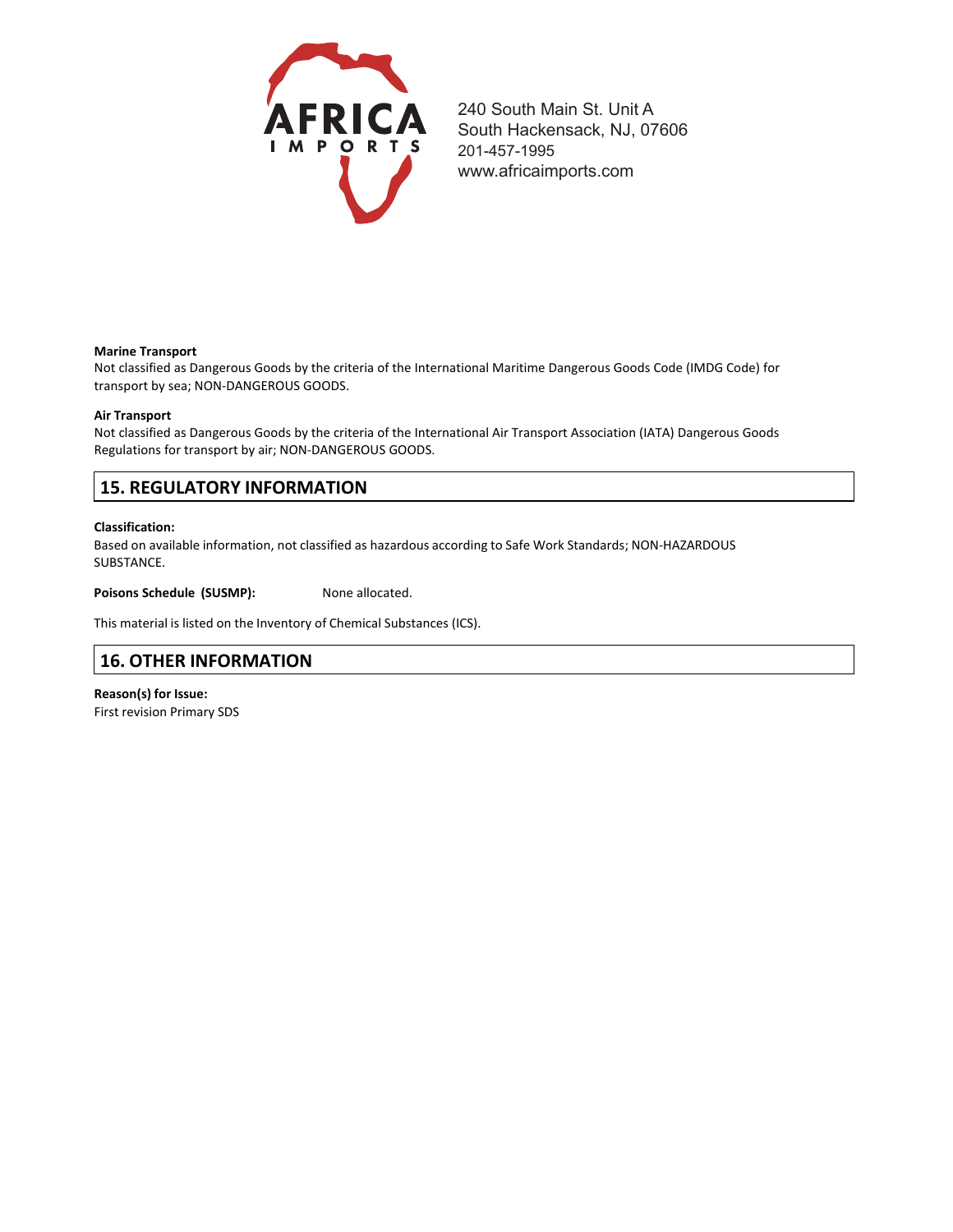**Marine Transport**

Not classified as Dangerous Goods by the criteria of the International Maritime Dangerous Goods Code (IMDG Code) for transport by sea; NON-DANGEROUS GOODS.

**Air Transport**

Not classified as Dangerous Goods by the criteria of the International Air Transport Association (IATA) Dangerous Goods Regulations for transport by air; NON-DANGEROUS GOODS.

## 15. REGULATORY INFORMATION

**Classification:**

Based on available information, not classified as hazardous according to Safe Work Standards; NON-HAZARDOUS SUBSTANCE.

**Poisons Schedule (SUSMP):** None allocated.

This material is listed on the Inventory of Chemical Substances (ICS).

## 16. OTHER INFORMATION

**Reason(s) for Issue:**

First revision Primary SDS